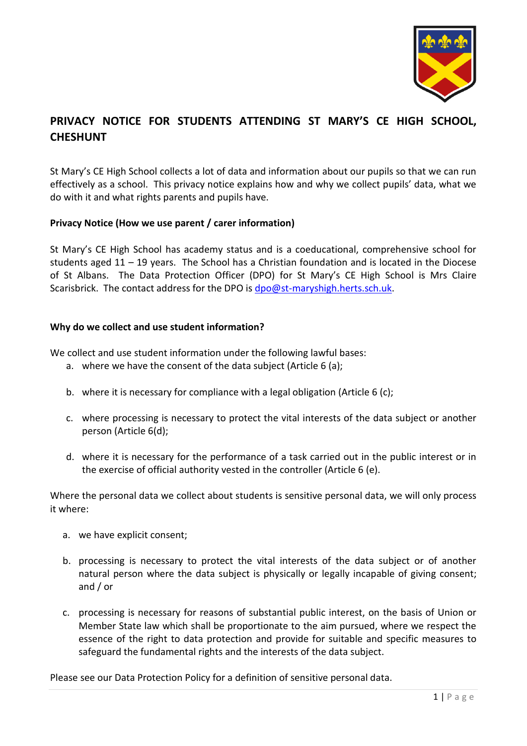# PRIVACY NOTICE FOR STUDENTS ATTENDING ST MARY'S CE HIGH SCHOOL, CHESHUNT

St Mary's CE High School collects a lot of data and information about our pupils so that we can run effectively as a school. This privacy notice explains how and why we collect pupils' data, what we do with it and what rights parents and pupils have.

**Privacy Notice (How we use parent / carer information)**

St Mary's CE High School has academy status and is a coeducational, comprehensive school for students aged 11 – 19 years. The School has a Christian foundation and is located in the Diocese of St Albans. The Data Protection Officer (DPO) for St Mary's CE High School is Mrs Claire Scarisbrick. The contact address for the DPO is dpo@st-maryshigh.herts.sch.uk.

**Why do we collect and use student information?**

We collect and use student information under the following lawful bases:

a. where we have the consent of the data subject (Article 6 (a);

b. where it is necessary for compliance with a legal obligation (Article 6 (c);

c. where processing is necessary to protect the vital interests of the data subject or another person (Article 6(d);

d. where it is necessary for the performance of a task carried out in the public interest or in the exercise of official authority vested in the controller (Article 6 (e).

Where the personal data we collect about students is sensitive personal data, we will only process it where:

a. we have explicit consent;

b. processing is necessary to protect the vital interests of the data subject or of another natural person where the data subject is physically or legally incapable of giving consent; and / or

c. processing is necessary for reasons of substantial public interest, on the basis of Union or Member State law which shall be proportionate to the aim pursued, where we respect the essence of the right to data protection and provide for suitable and specific measures to safeguard the fundamental rights and the interests of the data subject.

Please see our Data Protection Policy for a definition of sensitive personal data.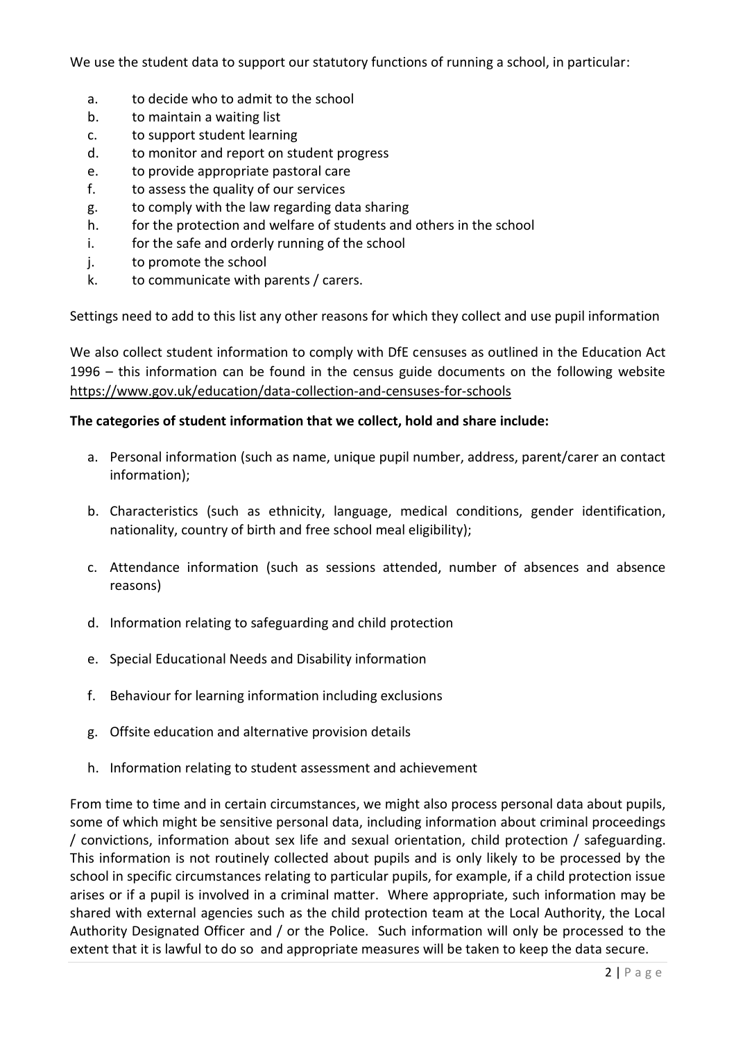We use the student data to support our statutory functions of running a school, in particular:

a. to decide who to admit to the school
b. to maintain a waiting list
c. to support student learning
d. to monitor and report on student progress
e. to provide appropriate pastoral care
f. to assess the quality of our services
g. to comply with the law regarding data sharing
h. for the protection and welfare of students and others in the school
i. for the safe and orderly running of the school
j. to promote the school
k. to communicate with parents / carers.

Settings need to add to this list any other reasons for which they collect and use pupil information

We also collect student information to comply with DfE censuses as outlined in the Education Act 1996 – this information can be found in the census guide documents on the following website https://www.gov.uk/education/data-collection-and-censuses-for-schools

**The categories of student information that we collect, hold and share include:**

a. Personal information (such as name, unique pupil number, address, parent/carer an contact information);

b. Characteristics (such as ethnicity, language, medical conditions, gender identification, nationality, country of birth and free school meal eligibility);

c. Attendance information (such as sessions attended, number of absences and absence reasons)

d. Information relating to safeguarding and child protection

e. Special Educational Needs and Disability information

f. Behaviour for learning information including exclusions

g. Offsite education and alternative provision details

h. Information relating to student assessment and achievement

From time to time and in certain circumstances, we might also process personal data about pupils, some of which might be sensitive personal data, including information about criminal proceedings / convictions, information about sex life and sexual orientation, child protection / safeguarding. This information is not routinely collected about pupils and is only likely to be processed by the school in specific circumstances relating to particular pupils, for example, if a child protection issue arises or if a pupil is involved in a criminal matter. Where appropriate, such information may be shared with external agencies such as the child protection team at the Local Authority, the Local Authority Designated Officer and / or the Police. Such information will only be processed to the extent that it is lawful to do so and appropriate measures will be taken to keep the data secure.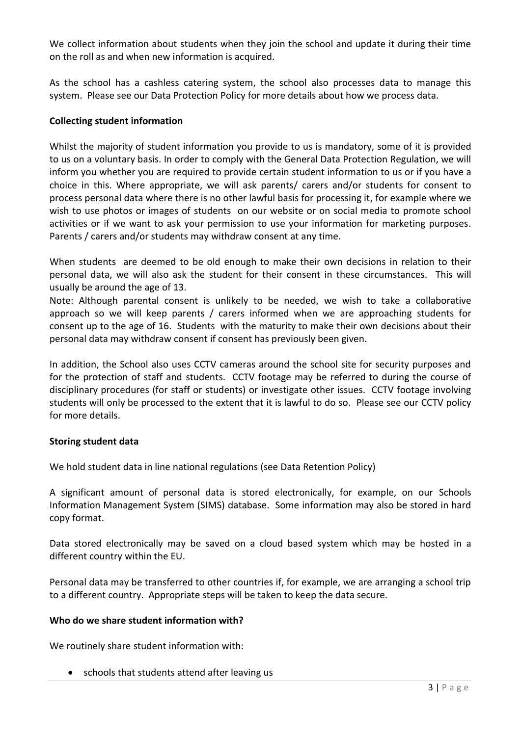We collect information about students when they join the school and update it during their time on the roll as and when new information is acquired.

As the school has a cashless catering system, the school also processes data to manage this system. Please see our Data Protection Policy for more details about how we process data.

**Collecting student information**

Whilst the majority of student information you provide to us is mandatory, some of it is provided to us on a voluntary basis. In order to comply with the General Data Protection Regulation, we will inform you whether you are required to provide certain student information to us or if you have a choice in this. Where appropriate, we will ask parents/ carers and/or students for consent to process personal data where there is no other lawful basis for processing it, for example where we wish to use photos or images of students on our website or on social media to promote school activities or if we want to ask your permission to use your information for marketing purposes. Parents / carers and/or students may withdraw consent at any time.

When students are deemed to be old enough to make their own decisions in relation to their personal data, we will also ask the student for their consent in these circumstances. This will usually be around the age of 13.

Note: Although parental consent is unlikely to be needed, we wish to take a collaborative approach so we will keep parents / carers informed when we are approaching students for consent up to the age of 16. Students with the maturity to make their own decisions about their personal data may withdraw consent if consent has previously been given.

In addition, the School also uses CCTV cameras around the school site for security purposes and for the protection of staff and students. CCTV footage may be referred to during the course of disciplinary procedures (for staff or students) or investigate other issues. CCTV footage involving students will only be processed to the extent that it is lawful to do so. Please see our CCTV policy for more details.

**Storing student data**

We hold student data in line national regulations (see Data Retention Policy)

A significant amount of personal data is stored electronically, for example, on our Schools Information Management System (SIMS) database. Some information may also be stored in hard copy format.

Data stored electronically may be saved on a cloud based system which may be hosted in a different country within the EU.

Personal data may be transferred to other countries if, for example, we are arranging a school trip to a different country. Appropriate steps will be taken to keep the data secure.

**Who do we share student information with?**

We routinely share student information with:

- schools that students attend after leaving us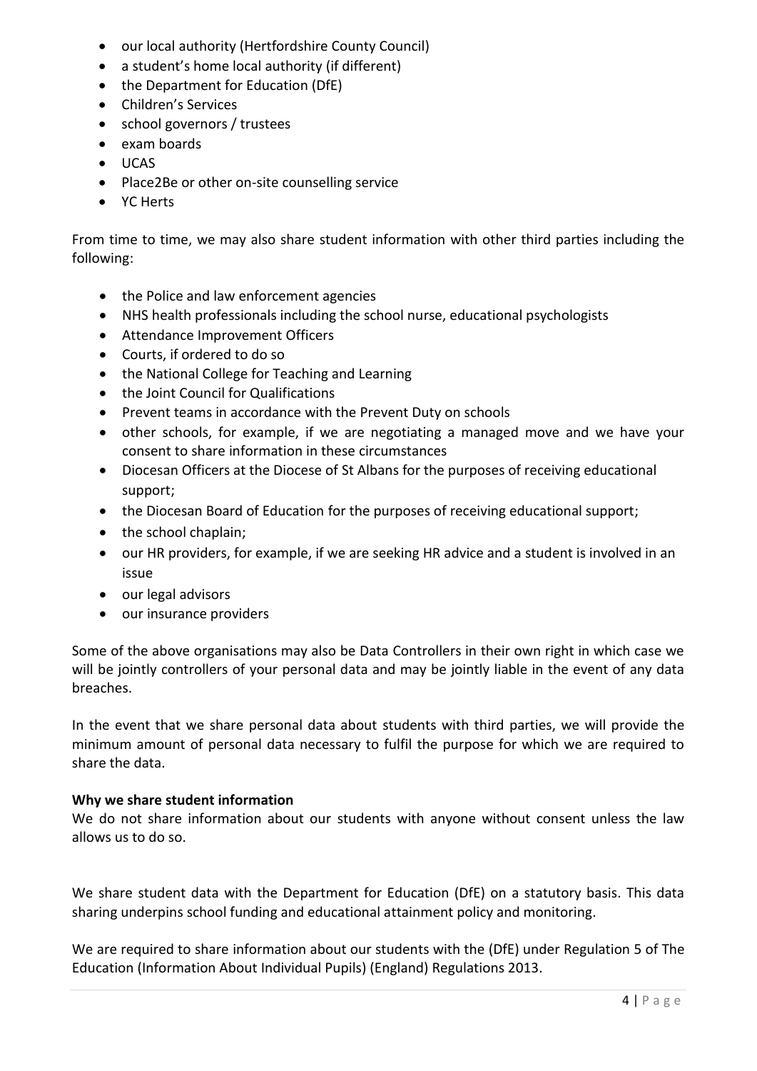- our local authority (Hertfordshire County Council)
- a student's home local authority (if different)
- the Department for Education (DfE)
- Children's Services
- school governors / trustees
- exam boards
- UCAS
- Place2Be or other on-site counselling service
- YC Herts

From time to time, we may also share student information with other third parties including the following:

- the Police and law enforcement agencies
- NHS health professionals including the school nurse, educational psychologists
- Attendance Improvement Officers
- Courts, if ordered to do so
- the National College for Teaching and Learning
- the Joint Council for Qualifications
- Prevent teams in accordance with the Prevent Duty on schools
- other schools, for example, if we are negotiating a managed move and we have your consent to share information in these circumstances
- Diocesan Officers at the Diocese of St Albans for the purposes of receiving educational support;
- the Diocesan Board of Education for the purposes of receiving educational support;
- the school chaplain;
- our HR providers, for example, if we are seeking HR advice and a student is involved in an issue
- our legal advisors
- our insurance providers

Some of the above organisations may also be Data Controllers in their own right in which case we will be jointly controllers of your personal data and may be jointly liable in the event of any data breaches.

In the event that we share personal data about students with third parties, we will provide the minimum amount of personal data necessary to fulfil the purpose for which we are required to share the data.

**Why we share student information**

We do not share information about our students with anyone without consent unless the law allows us to do so.

We share student data with the Department for Education (DfE) on a statutory basis. This data sharing underpins school funding and educational attainment policy and monitoring.

We are required to share information about our students with the (DfE) under Regulation 5 of The Education (Information About Individual Pupils) (England) Regulations 2013.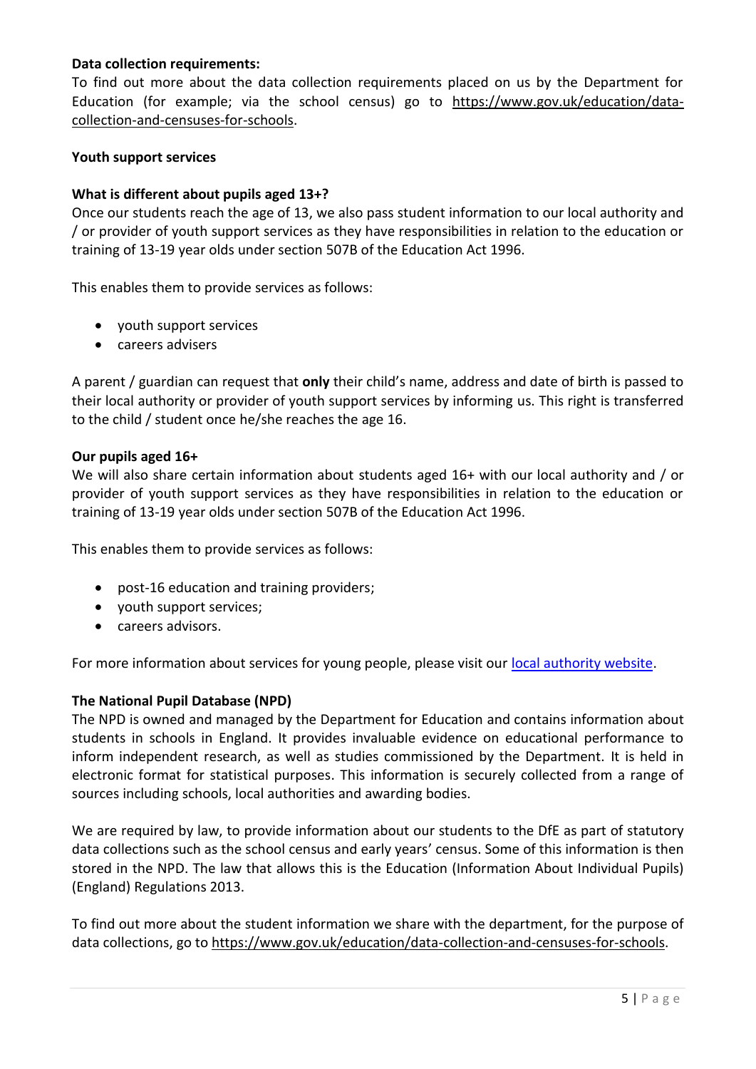**Data collection requirements:**
To find out more about the data collection requirements placed on us by the Department for Education (for example; via the school census) go to https://www.gov.uk/education/data-collection-and-censuses-for-schools.

**Youth support services**

**What is different about pupils aged 13+?**
Once our students reach the age of 13, we also pass student information to our local authority and / or provider of youth support services as they have responsibilities in relation to the education or training of 13-19 year olds under section 507B of the Education Act 1996.

This enables them to provide services as follows:

- youth support services
- careers advisers

A parent / guardian can request that **only** their child's name, address and date of birth is passed to their local authority or provider of youth support services by informing us. This right is transferred to the child / student once he/she reaches the age 16.

**Our pupils aged 16+**
We will also share certain information about students aged 16+ with our local authority and / or provider of youth support services as they have responsibilities in relation to the education or training of 13-19 year olds under section 507B of the Education Act 1996.

This enables them to provide services as follows:

- post-16 education and training providers;
- youth support services;
- careers advisors.

For more information about services for young people, please visit our local authority website.

**The National Pupil Database (NPD)**
The NPD is owned and managed by the Department for Education and contains information about students in schools in England. It provides invaluable evidence on educational performance to inform independent research, as well as studies commissioned by the Department. It is held in electronic format for statistical purposes. This information is securely collected from a range of sources including schools, local authorities and awarding bodies.

We are required by law, to provide information about our students to the DfE as part of statutory data collections such as the school census and early years' census. Some of this information is then stored in the NPD. The law that allows this is the Education (Information About Individual Pupils) (England) Regulations 2013.

To find out more about the student information we share with the department, for the purpose of data collections, go to https://www.gov.uk/education/data-collection-and-censuses-for-schools.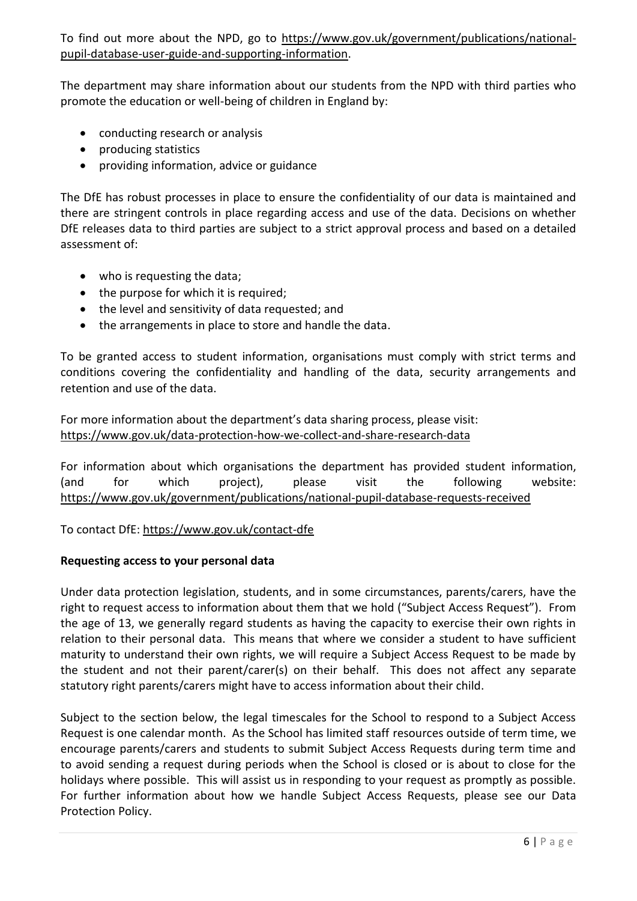To find out more about the NPD, go to https://www.gov.uk/government/publications/national-pupil-database-user-guide-and-supporting-information.

The department may share information about our students from the NPD with third parties who promote the education or well-being of children in England by:

- conducting research or analysis
- producing statistics
- providing information, advice or guidance

The DfE has robust processes in place to ensure the confidentiality of our data is maintained and there are stringent controls in place regarding access and use of the data. Decisions on whether DfE releases data to third parties are subject to a strict approval process and based on a detailed assessment of:

- who is requesting the data;
- the purpose for which it is required;
- the level and sensitivity of data requested; and
- the arrangements in place to store and handle the data.

To be granted access to student information, organisations must comply with strict terms and conditions covering the confidentiality and handling of the data, security arrangements and retention and use of the data.

For more information about the department's data sharing process, please visit: https://www.gov.uk/data-protection-how-we-collect-and-share-research-data

For information about which organisations the department has provided student information, (and for which project), please visit the following website: https://www.gov.uk/government/publications/national-pupil-database-requests-received

To contact DfE: https://www.gov.uk/contact-dfe

**Requesting access to your personal data**

Under data protection legislation, students, and in some circumstances, parents/carers, have the right to request access to information about them that we hold ("Subject Access Request"). From the age of 13, we generally regard students as having the capacity to exercise their own rights in relation to their personal data. This means that where we consider a student to have sufficient maturity to understand their own rights, we will require a Subject Access Request to be made by the student and not their parent/carer(s) on their behalf. This does not affect any separate statutory right parents/carers might have to access information about their child.

Subject to the section below, the legal timescales for the School to respond to a Subject Access Request is one calendar month. As the School has limited staff resources outside of term time, we encourage parents/carers and students to submit Subject Access Requests during term time and to avoid sending a request during periods when the School is closed or is about to close for the holidays where possible. This will assist us in responding to your request as promptly as possible. For further information about how we handle Subject Access Requests, please see our Data Protection Policy.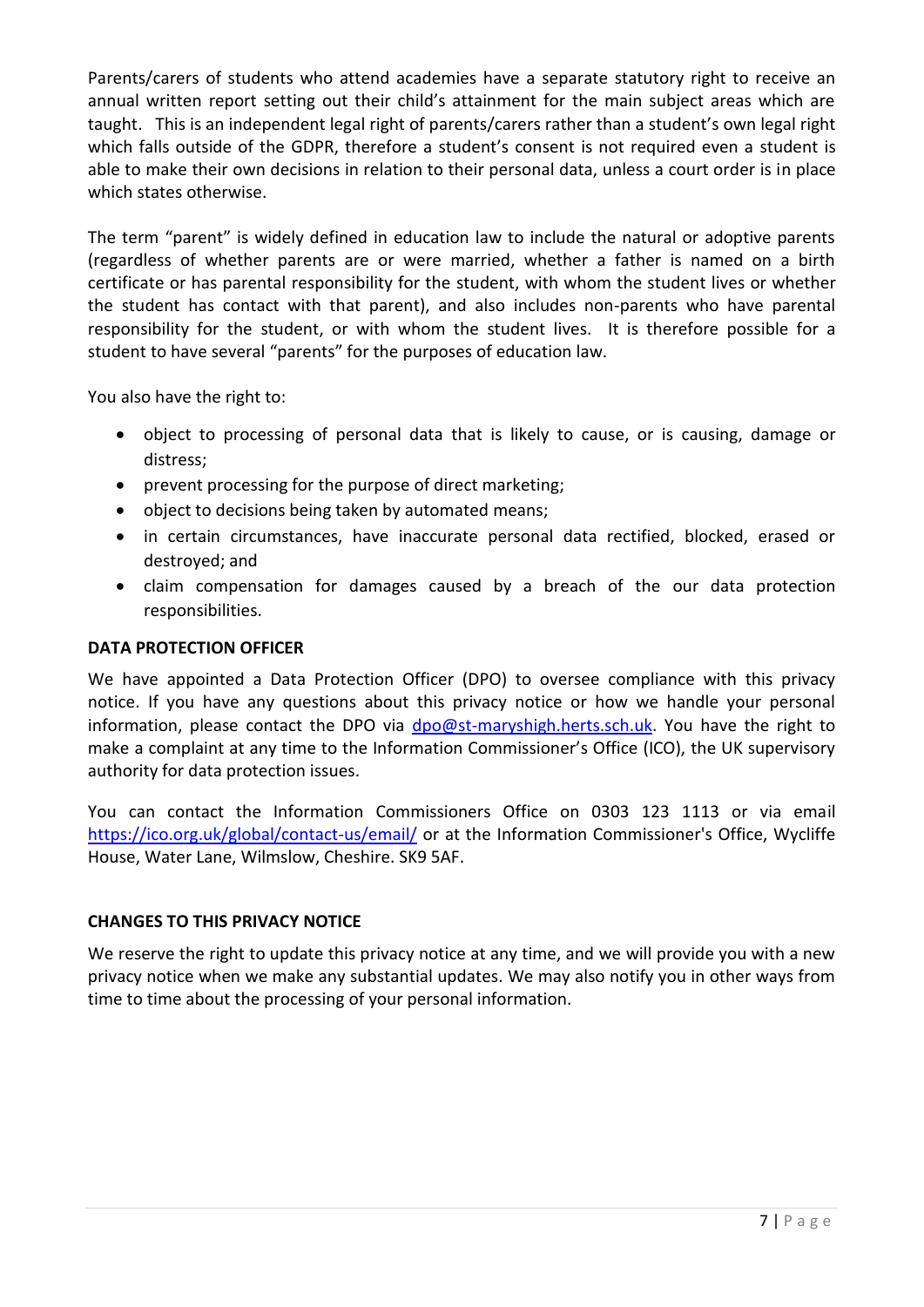Parents/carers of students who attend academies have a separate statutory right to receive an annual written report setting out their child's attainment for the main subject areas which are taught. This is an independent legal right of parents/carers rather than a student's own legal right which falls outside of the GDPR, therefore a student's consent is not required even a student is able to make their own decisions in relation to their personal data, unless a court order is in place which states otherwise.

The term "parent" is widely defined in education law to include the natural or adoptive parents (regardless of whether parents are or were married, whether a father is named on a birth certificate or has parental responsibility for the student, with whom the student lives or whether the student has contact with that parent), and also includes non-parents who have parental responsibility for the student, or with whom the student lives. It is therefore possible for a student to have several "parents" for the purposes of education law.

You also have the right to:

- object to processing of personal data that is likely to cause, or is causing, damage or distress;
- prevent processing for the purpose of direct marketing;
- object to decisions being taken by automated means;
- in certain circumstances, have inaccurate personal data rectified, blocked, erased or destroyed; and
- claim compensation for damages caused by a breach of the our data protection responsibilities.

**DATA PROTECTION OFFICER**

We have appointed a Data Protection Officer (DPO) to oversee compliance with this privacy notice. If you have any questions about this privacy notice or how we handle your personal information, please contact the DPO via dpo@st-maryshigh.herts.sch.uk. You have the right to make a complaint at any time to the Information Commissioner's Office (ICO), the UK supervisory authority for data protection issues.

You can contact the Information Commissioners Office on 0303 123 1113 or via email https://ico.org.uk/global/contact-us/email/ or at the Information Commissioner's Office, Wycliffe House, Water Lane, Wilmslow, Cheshire. SK9 5AF.

**CHANGES TO THIS PRIVACY NOTICE**

We reserve the right to update this privacy notice at any time, and we will provide you with a new privacy notice when we make any substantial updates. We may also notify you in other ways from time to time about the processing of your personal information.